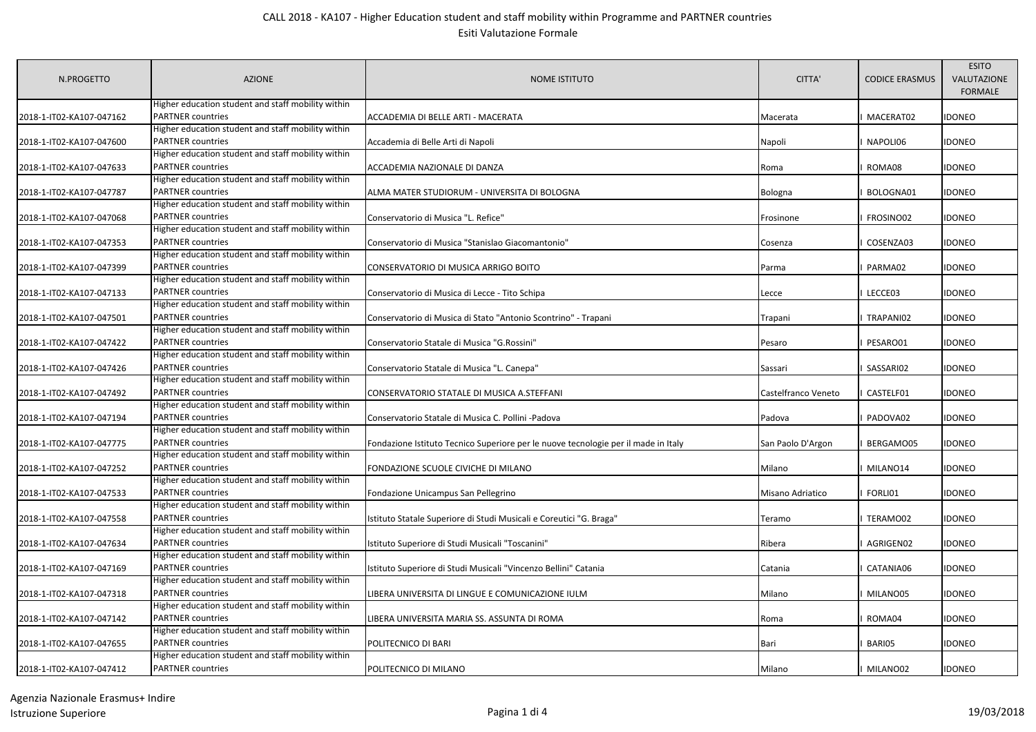# CALL 2018 - KA107 - Higher Education student and staff mobility within Programme and PARTNER countries

## Esiti Valutazione Formale

| N.PROGETTO | AZIONE | NOME ISTITUTO | CITTA' | CODICE ERASMUS | ESITO VALUTAZIONE FORMALE |
|---|---|---|---|---|---|
| 2018-1-IT02-KA107-047162 | Higher education student and staff mobility within PARTNER countries | ACCADEMIA DI BELLE ARTI - MACERATA | Macerata | I MACERAT02 | IDONEO |
| 2018-1-IT02-KA107-047600 | Higher education student and staff mobility within PARTNER countries | Accademia di Belle Arti di Napoli | Napoli | I NAPOLI06 | IDONEO |
| 2018-1-IT02-KA107-047633 | Higher education student and staff mobility within PARTNER countries | ACCADEMIA NAZIONALE DI DANZA | Roma | I ROMA08 | IDONEO |
| 2018-1-IT02-KA107-047787 | Higher education student and staff mobility within PARTNER countries | ALMA MATER STUDIORUM - UNIVERSITA DI BOLOGNA | Bologna | I BOLOGNA01 | IDONEO |
| 2018-1-IT02-KA107-047068 | Higher education student and staff mobility within PARTNER countries | Conservatorio di Musica "L. Refice" | Frosinone | I FROSINO02 | IDONEO |
| 2018-1-IT02-KA107-047353 | Higher education student and staff mobility within PARTNER countries | Conservatorio di Musica "Stanislao Giacomantonio" | Cosenza | I COSENZA03 | IDONEO |
| 2018-1-IT02-KA107-047399 | Higher education student and staff mobility within PARTNER countries | CONSERVATORIO DI MUSICA ARRIGO BOITO | Parma | I PARMA02 | IDONEO |
| 2018-1-IT02-KA107-047133 | Higher education student and staff mobility within PARTNER countries | Conservatorio di Musica di Lecce - Tito Schipa | Lecce | I LECCE03 | IDONEO |
| 2018-1-IT02-KA107-047501 | Higher education student and staff mobility within PARTNER countries | Conservatorio di Musica di Stato "Antonio Scontrino" - Trapani | Trapani | I TRAPANI02 | IDONEO |
| 2018-1-IT02-KA107-047422 | Higher education student and staff mobility within PARTNER countries | Conservatorio Statale di Musica "G.Rossini" | Pesaro | I PESARO01 | IDONEO |
| 2018-1-IT02-KA107-047426 | Higher education student and staff mobility within PARTNER countries | Conservatorio Statale di Musica "L. Canepa" | Sassari | I SASSARI02 | IDONEO |
| 2018-1-IT02-KA107-047492 | Higher education student and staff mobility within PARTNER countries | CONSERVATORIO STATALE DI MUSICA A.STEFFANI | Castelfranco Veneto | I CASTELF01 | IDONEO |
| 2018-1-IT02-KA107-047194 | Higher education student and staff mobility within PARTNER countries | Conservatorio Statale di Musica C. Pollini -Padova | Padova | I PADOVA02 | IDONEO |
| 2018-1-IT02-KA107-047775 | Higher education student and staff mobility within PARTNER countries | Fondazione Istituto Tecnico Superiore per le nuove tecnologie per il made in Italy | San Paolo D'Argon | I BERGAMO05 | IDONEO |
| 2018-1-IT02-KA107-047252 | Higher education student and staff mobility within PARTNER countries | FONDAZIONE SCUOLE CIVICHE DI MILANO | Milano | I MILANO14 | IDONEO |
| 2018-1-IT02-KA107-047533 | Higher education student and staff mobility within PARTNER countries | Fondazione Unicampus San Pellegrino | Misano Adriatico | I FORLI01 | IDONEO |
| 2018-1-IT02-KA107-047558 | Higher education student and staff mobility within PARTNER countries | Istituto Statale Superiore di Studi Musicali e Coreutici "G. Braga" | Teramo | I TERAMO02 | IDONEO |
| 2018-1-IT02-KA107-047634 | Higher education student and staff mobility within PARTNER countries | Istituto Superiore di Studi Musicali "Toscanini" | Ribera | I AGRIGEN02 | IDONEO |
| 2018-1-IT02-KA107-047169 | Higher education student and staff mobility within PARTNER countries | Istituto Superiore di Studi Musicali "Vincenzo Bellini" Catania | Catania | I CATANIA06 | IDONEO |
| 2018-1-IT02-KA107-047318 | Higher education student and staff mobility within PARTNER countries | LIBERA UNIVERSITA DI LINGUE E COMUNICAZIONE IULM | Milano | I MILANO05 | IDONEO |
| 2018-1-IT02-KA107-047142 | Higher education student and staff mobility within PARTNER countries | LIBERA UNIVERSITA MARIA SS. ASSUNTA DI ROMA | Roma | I ROMA04 | IDONEO |
| 2018-1-IT02-KA107-047655 | Higher education student and staff mobility within PARTNER countries | POLITECNICO DI BARI | Bari | I BARI05 | IDONEO |
| 2018-1-IT02-KA107-047412 | Higher education student and staff mobility within PARTNER countries | POLITECNICO DI MILANO | Milano | I MILANO02 | IDONEO |

Agenzia Nazionale Erasmus+ Indire
Istruzione Superiore

19/03/2018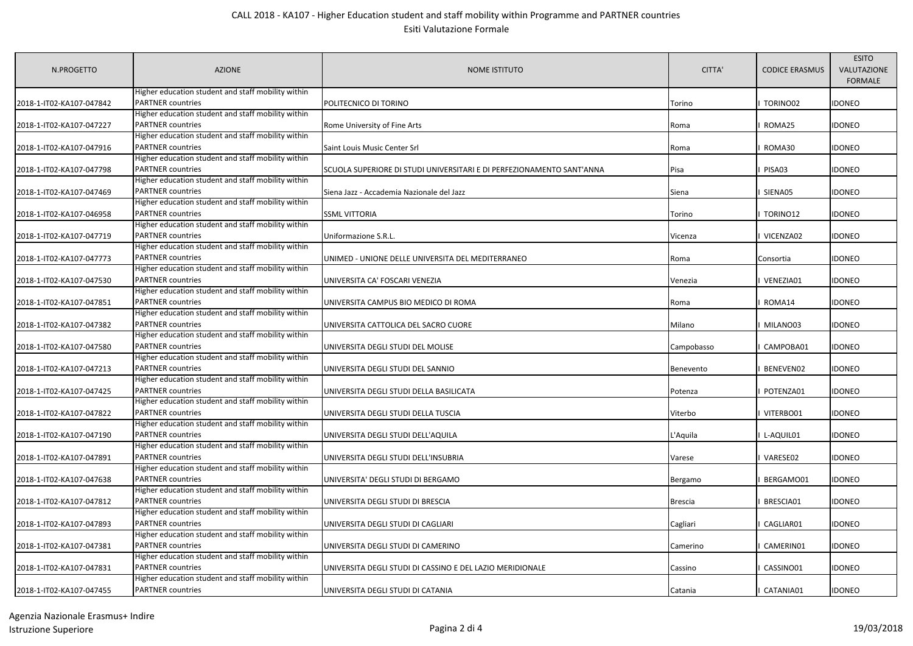| N.PROGETTO | AZIONE | NOME ISTITUTO | CITTA' | CODICE ERASMUS | ESITO VALUTAZIONE FORMALE |
|---|---|---|---|---|---|
| 2018-1-IT02-KA107-047842 | Higher education student and staff mobility within PARTNER countries | POLITECNICO DI TORINO | Torino | I TORINO02 | IDONEO |
| 2018-1-IT02-KA107-047227 | Higher education student and staff mobility within PARTNER countries | Rome University of Fine Arts | Roma | I ROMA25 | IDONEO |
| 2018-1-IT02-KA107-047916 | Higher education student and staff mobility within PARTNER countries | Saint Louis Music Center Srl | Roma | I ROMA30 | IDONEO |
| 2018-1-IT02-KA107-047798 | Higher education student and staff mobility within PARTNER countries | SCUOLA SUPERIORE DI STUDI UNIVERSITARI E DI PERFEZIONAMENTO SANT'ANNA | Pisa | I PISA03 | IDONEO |
| 2018-1-IT02-KA107-047469 | Higher education student and staff mobility within PARTNER countries | Siena Jazz - Accademia Nazionale del Jazz | Siena | I SIENA05 | IDONEO |
| 2018-1-IT02-KA107-046958 | Higher education student and staff mobility within PARTNER countries | SSML VITTORIA | Torino | I TORINO12 | IDONEO |
| 2018-1-IT02-KA107-047719 | Higher education student and staff mobility within PARTNER countries | Uniformazione S.R.L. | Vicenza | I VICENZA02 | IDONEO |
| 2018-1-IT02-KA107-047773 | Higher education student and staff mobility within PARTNER countries | UNIMED - UNIONE DELLE UNIVERSITA DEL MEDITERRANEO | Roma | Consortia | IDONEO |
| 2018-1-IT02-KA107-047530 | Higher education student and staff mobility within PARTNER countries | UNIVERSITA CA' FOSCARI VENEZIA | Venezia | I VENEZIA01 | IDONEO |
| 2018-1-IT02-KA107-047851 | Higher education student and staff mobility within PARTNER countries | UNIVERSITA CAMPUS BIO MEDICO DI ROMA | Roma | I ROMA14 | IDONEO |
| 2018-1-IT02-KA107-047382 | Higher education student and staff mobility within PARTNER countries | UNIVERSITA CATTOLICA DEL SACRO CUORE | Milano | I MILANO03 | IDONEO |
| 2018-1-IT02-KA107-047580 | Higher education student and staff mobility within PARTNER countries | UNIVERSITA DEGLI STUDI DEL MOLISE | Campobasso | I CAMPOBA01 | IDONEO |
| 2018-1-IT02-KA107-047213 | Higher education student and staff mobility within PARTNER countries | UNIVERSITA DEGLI STUDI DEL SANNIO | Benevento | I BENEVEN02 | IDONEO |
| 2018-1-IT02-KA107-047425 | Higher education student and staff mobility within PARTNER countries | UNIVERSITA DEGLI STUDI DELLA BASILICATA | Potenza | I POTENZA01 | IDONEO |
| 2018-1-IT02-KA107-047822 | Higher education student and staff mobility within PARTNER countries | UNIVERSITA DEGLI STUDI DELLA TUSCIA | Viterbo | I VITERBO01 | IDONEO |
| 2018-1-IT02-KA107-047190 | Higher education student and staff mobility within PARTNER countries | UNIVERSITA DEGLI STUDI DELL'AQUILA | L'Aquila | I L-AQUIL01 | IDONEO |
| 2018-1-IT02-KA107-047891 | Higher education student and staff mobility within PARTNER countries | UNIVERSITA DEGLI STUDI DELL'INSUBRIA | Varese | I VARESE02 | IDONEO |
| 2018-1-IT02-KA107-047638 | Higher education student and staff mobility within PARTNER countries | UNIVERSITA' DEGLI STUDI DI BERGAMO | Bergamo | I BERGAMO01 | IDONEO |
| 2018-1-IT02-KA107-047812 | Higher education student and staff mobility within PARTNER countries | UNIVERSITA DEGLI STUDI DI BRESCIA | Brescia | I BRESCIA01 | IDONEO |
| 2018-1-IT02-KA107-047893 | Higher education student and staff mobility within PARTNER countries | UNIVERSITA DEGLI STUDI DI CAGLIARI | Cagliari | I CAGLIAR01 | IDONEO |
| 2018-1-IT02-KA107-047381 | Higher education student and staff mobility within PARTNER countries | UNIVERSITA DEGLI STUDI DI CAMERINO | Camerino | I CAMERIN01 | IDONEO |
| 2018-1-IT02-KA107-047831 | Higher education student and staff mobility within PARTNER countries | UNIVERSITA DEGLI STUDI DI CASSINO E DEL LAZIO MERIDIONALE | Cassino | I CASSINO01 | IDONEO |
| 2018-1-IT02-KA107-047455 | Higher education student and staff mobility within PARTNER countries | UNIVERSITA DEGLI STUDI DI CATANIA | Catania | I CATANIA01 | IDONEO |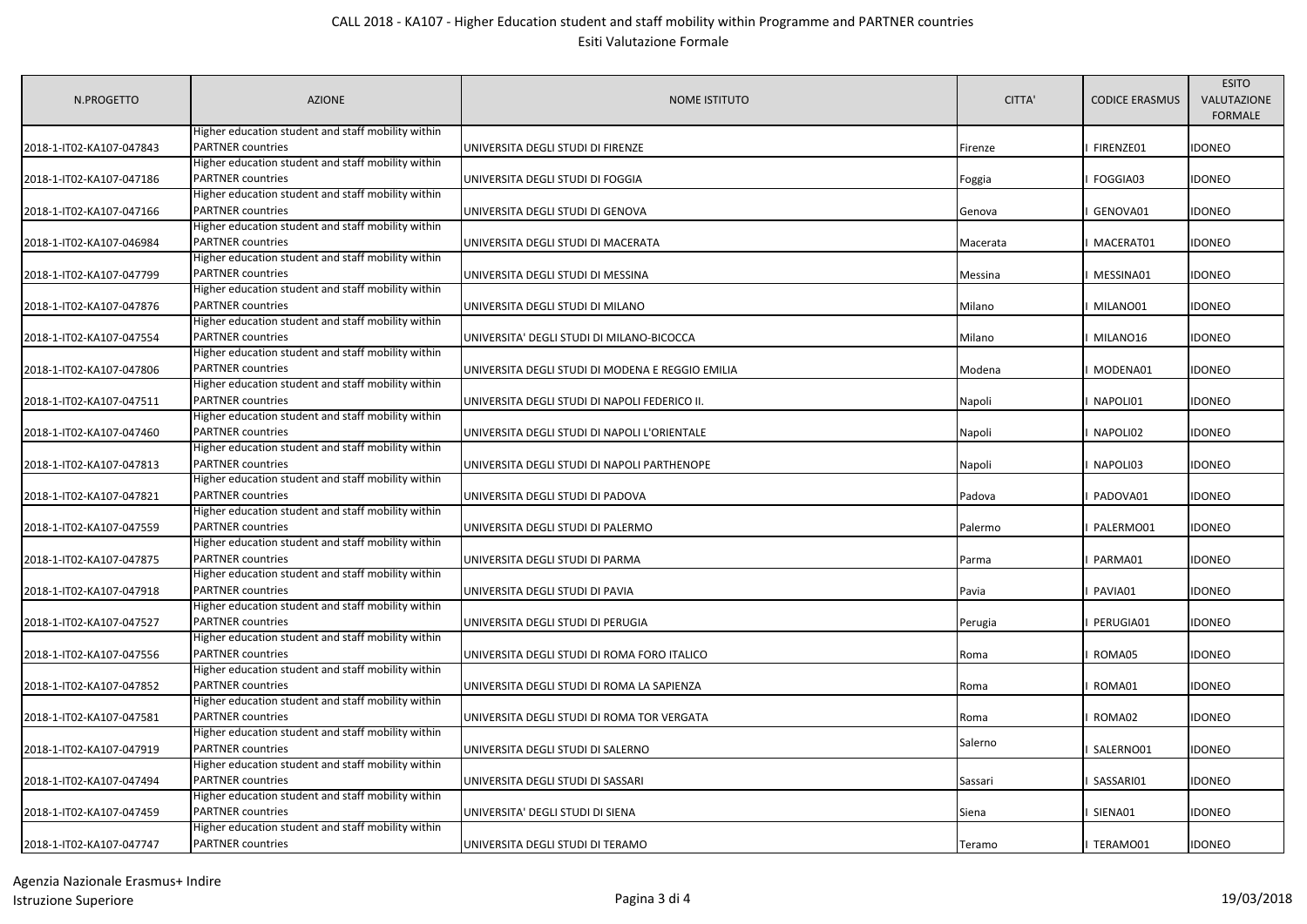CALL 2018 - KA107 - Higher Education student and staff mobility within Programme and PARTNER countries

Esiti Valutazione Formale

| N.PROGETTO | AZIONE | NOME ISTITUTO | CITTA' | CODICE ERASMUS | ESITO VALUTAZIONE FORMALE |
|---|---|---|---|---|---|
| 2018-1-IT02-KA107-047843 | Higher education student and staff mobility within PARTNER countries | UNIVERSITA DEGLI STUDI DI FIRENZE | Firenze | I FIRENZE01 | IDONEO |
| 2018-1-IT02-KA107-047186 | Higher education student and staff mobility within PARTNER countries | UNIVERSITA DEGLI STUDI DI FOGGIA | Foggia | I FOGGIA03 | IDONEO |
| 2018-1-IT02-KA107-047166 | Higher education student and staff mobility within PARTNER countries | UNIVERSITA DEGLI STUDI DI GENOVA | Genova | I GENOVA01 | IDONEO |
| 2018-1-IT02-KA107-046984 | Higher education student and staff mobility within PARTNER countries | UNIVERSITA DEGLI STUDI DI MACERATA | Macerata | I MACERAT01 | IDONEO |
| 2018-1-IT02-KA107-047799 | Higher education student and staff mobility within PARTNER countries | UNIVERSITA DEGLI STUDI DI MESSINA | Messina | I MESSINA01 | IDONEO |
| 2018-1-IT02-KA107-047876 | Higher education student and staff mobility within PARTNER countries | UNIVERSITA DEGLI STUDI DI MILANO | Milano | I MILANO01 | IDONEO |
| 2018-1-IT02-KA107-047554 | Higher education student and staff mobility within PARTNER countries | UNIVERSITA' DEGLI STUDI DI MILANO-BICOCCA | Milano | I MILANO16 | IDONEO |
| 2018-1-IT02-KA107-047806 | Higher education student and staff mobility within PARTNER countries | UNIVERSITA DEGLI STUDI DI MODENA E REGGIO EMILIA | Modena | I MODENA01 | IDONEO |
| 2018-1-IT02-KA107-047511 | Higher education student and staff mobility within PARTNER countries | UNIVERSITA DEGLI STUDI DI NAPOLI FEDERICO II. | Napoli | I NAPOLI01 | IDONEO |
| 2018-1-IT02-KA107-047460 | Higher education student and staff mobility within PARTNER countries | UNIVERSITA DEGLI STUDI DI NAPOLI L'ORIENTALE | Napoli | I NAPOLI02 | IDONEO |
| 2018-1-IT02-KA107-047813 | Higher education student and staff mobility within PARTNER countries | UNIVERSITA DEGLI STUDI DI NAPOLI PARTHENOPE | Napoli | I NAPOLI03 | IDONEO |
| 2018-1-IT02-KA107-047821 | Higher education student and staff mobility within PARTNER countries | UNIVERSITA DEGLI STUDI DI PADOVA | Padova | I PADOVA01 | IDONEO |
| 2018-1-IT02-KA107-047559 | Higher education student and staff mobility within PARTNER countries | UNIVERSITA DEGLI STUDI DI PALERMO | Palermo | I PALERMO01 | IDONEO |
| 2018-1-IT02-KA107-047875 | Higher education student and staff mobility within PARTNER countries | UNIVERSITA DEGLI STUDI DI PARMA | Parma | I PARMA01 | IDONEO |
| 2018-1-IT02-KA107-047918 | Higher education student and staff mobility within PARTNER countries | UNIVERSITA DEGLI STUDI DI PAVIA | Pavia | I PAVIA01 | IDONEO |
| 2018-1-IT02-KA107-047527 | Higher education student and staff mobility within PARTNER countries | UNIVERSITA DEGLI STUDI DI PERUGIA | Perugia | I PERUGIA01 | IDONEO |
| 2018-1-IT02-KA107-047556 | Higher education student and staff mobility within PARTNER countries | UNIVERSITA DEGLI STUDI DI ROMA FORO ITALICO | Roma | I ROMA05 | IDONEO |
| 2018-1-IT02-KA107-047852 | Higher education student and staff mobility within PARTNER countries | UNIVERSITA DEGLI STUDI DI ROMA LA SAPIENZA | Roma | I ROMA01 | IDONEO |
| 2018-1-IT02-KA107-047581 | Higher education student and staff mobility within PARTNER countries | UNIVERSITA DEGLI STUDI DI ROMA TOR VERGATA | Roma | I ROMA02 | IDONEO |
| 2018-1-IT02-KA107-047919 | Higher education student and staff mobility within PARTNER countries | UNIVERSITA DEGLI STUDI DI SALERNO | Salerno | I SALERNO01 | IDONEO |
| 2018-1-IT02-KA107-047494 | Higher education student and staff mobility within PARTNER countries | UNIVERSITA DEGLI STUDI DI SASSARI | Sassari | I SASSARI01 | IDONEO |
| 2018-1-IT02-KA107-047459 | Higher education student and staff mobility within PARTNER countries | UNIVERSITA' DEGLI STUDI DI SIENA | Siena | I SIENA01 | IDONEO |
| 2018-1-IT02-KA107-047747 | Higher education student and staff mobility within PARTNER countries | UNIVERSITA DEGLI STUDI DI TERAMO | Teramo | I TERAMO01 | IDONEO |

Agenzia Nazionale Erasmus+ Indire
Istruzione Superiore

19/03/2018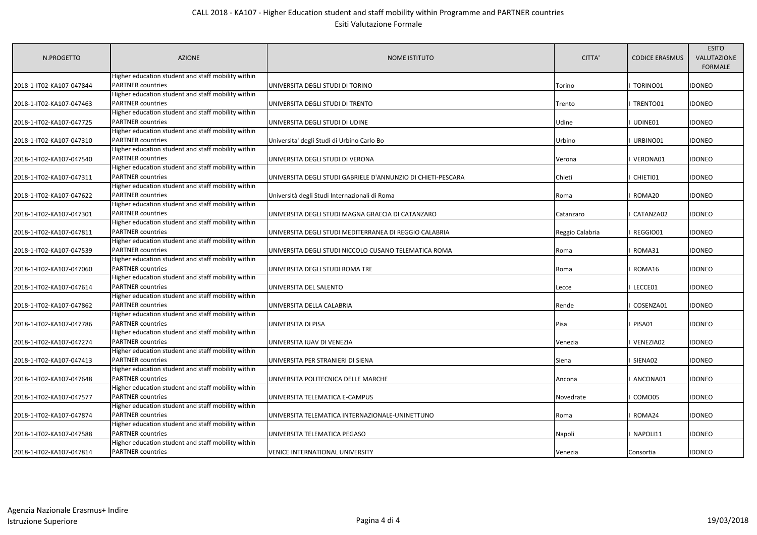CALL 2018 - KA107 - Higher Education student and staff mobility within Programme and PARTNER countries
Esiti Valutazione Formale

| N.PROGETTO | AZIONE | NOME ISTITUTO | CITTA' | CODICE ERASMUS | ESITO VALUTAZIONE FORMALE |
|---|---|---|---|---|---|
| 2018-1-IT02-KA107-047844 | Higher education student and staff mobility within PARTNER countries | UNIVERSITA DEGLI STUDI DI TORINO | Torino | I TORINO01 | IDONEO |
| 2018-1-IT02-KA107-047463 | Higher education student and staff mobility within PARTNER countries | UNIVERSITA DEGLI STUDI DI TRENTO | Trento | I TRENTO01 | IDONEO |
| 2018-1-IT02-KA107-047725 | Higher education student and staff mobility within PARTNER countries | UNIVERSITA DEGLI STUDI DI UDINE | Udine | I UDINE01 | IDONEO |
| 2018-1-IT02-KA107-047310 | Higher education student and staff mobility within PARTNER countries | Universita' degli Studi di Urbino Carlo Bo | Urbino | I URBINO01 | IDONEO |
| 2018-1-IT02-KA107-047540 | Higher education student and staff mobility within PARTNER countries | UNIVERSITA DEGLI STUDI DI VERONA | Verona | I VERONA01 | IDONEO |
| 2018-1-IT02-KA107-047311 | Higher education student and staff mobility within PARTNER countries | UNIVERSITA DEGLI STUDI GABRIELE D'ANNUNZIO DI CHIETI-PESCARA | Chieti | I CHIETI01 | IDONEO |
| 2018-1-IT02-KA107-047622 | Higher education student and staff mobility within PARTNER countries | Università degli Studi Internazionali di Roma | Roma | I ROMA20 | IDONEO |
| 2018-1-IT02-KA107-047301 | Higher education student and staff mobility within PARTNER countries | UNIVERSITA DEGLI STUDI MAGNA GRAECIA DI CATANZARO | Catanzaro | I CATANZA02 | IDONEO |
| 2018-1-IT02-KA107-047811 | Higher education student and staff mobility within PARTNER countries | UNIVERSITA DEGLI STUDI MEDITERRANEA DI REGGIO CALABRIA | Reggio Calabria | I REGGIO01 | IDONEO |
| 2018-1-IT02-KA107-047539 | Higher education student and staff mobility within PARTNER countries | UNIVERSITA DEGLI STUDI NICCOLO CUSANO TELEMATICA ROMA | Roma | I ROMA31 | IDONEO |
| 2018-1-IT02-KA107-047060 | Higher education student and staff mobility within PARTNER countries | UNIVERSITA DEGLI STUDI ROMA TRE | Roma | I ROMA16 | IDONEO |
| 2018-1-IT02-KA107-047614 | Higher education student and staff mobility within PARTNER countries | UNIVERSITA DEL SALENTO | Lecce | I LECCE01 | IDONEO |
| 2018-1-IT02-KA107-047862 | Higher education student and staff mobility within PARTNER countries | UNIVERSITA DELLA CALABRIA | Rende | I COSENZA01 | IDONEO |
| 2018-1-IT02-KA107-047786 | Higher education student and staff mobility within PARTNER countries | UNIVERSITA DI PISA | Pisa | I PISA01 | IDONEO |
| 2018-1-IT02-KA107-047274 | Higher education student and staff mobility within PARTNER countries | UNIVERSITA IUAV DI VENEZIA | Venezia | I VENEZIA02 | IDONEO |
| 2018-1-IT02-KA107-047413 | Higher education student and staff mobility within PARTNER countries | UNIVERSITA PER STRANIERI DI SIENA | Siena | I SIENA02 | IDONEO |
| 2018-1-IT02-KA107-047648 | Higher education student and staff mobility within PARTNER countries | UNIVERSITA POLITECNICA DELLE MARCHE | Ancona | I ANCONA01 | IDONEO |
| 2018-1-IT02-KA107-047577 | Higher education student and staff mobility within PARTNER countries | UNIVERSITA TELEMATICA E-CAMPUS | Novedrate | I COMO05 | IDONEO |
| 2018-1-IT02-KA107-047874 | Higher education student and staff mobility within PARTNER countries | UNIVERSITA TELEMATICA INTERNAZIONALE-UNINETTUNO | Roma | I ROMA24 | IDONEO |
| 2018-1-IT02-KA107-047588 | Higher education student and staff mobility within PARTNER countries | UNIVERSITA TELEMATICA PEGASO | Napoli | I NAPOLI11 | IDONEO |
| 2018-1-IT02-KA107-047814 | Higher education student and staff mobility within PARTNER countries | VENICE INTERNATIONAL UNIVERSITY | Venezia | Consortia | IDONEO |

Agenzia Nazionale Erasmus+ Indire
Istruzione Superiore

19/03/2018